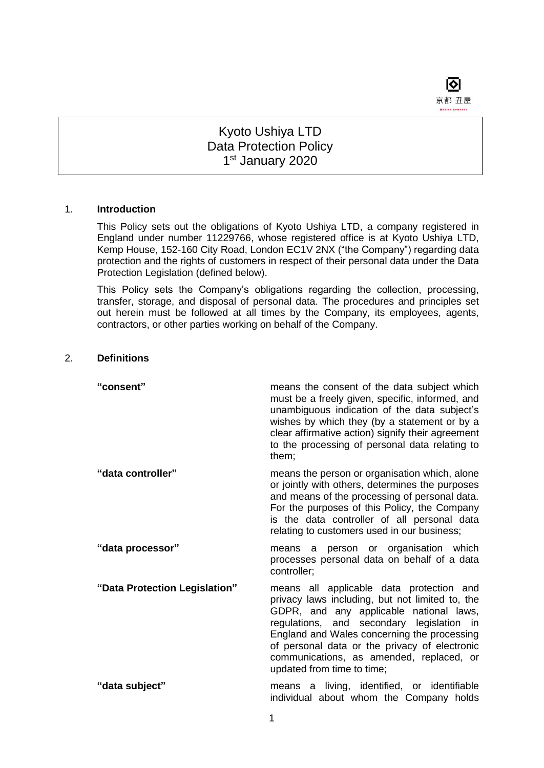京都 丑屋

# Kyoto Ushiya LTD
# Data Protection Policy
# 1st January 2020

## 1. Introduction

This Policy sets out the obligations of Kyoto Ushiya LTD, a company registered in England under number 11229766, whose registered office is at Kyoto Ushiya LTD, Kemp House, 152-160 City Road, London EC1V 2NX ("the Company") regarding data protection and the rights of customers in respect of their personal data under the Data Protection Legislation (defined below).

This Policy sets the Company's obligations regarding the collection, processing, transfer, storage, and disposal of personal data. The procedures and principles set out herein must be followed at all times by the Company, its employees, agents, contractors, or other parties working on behalf of the Company.

## 2. Definitions

| | |
|---|---|
| **"consent"** | means the consent of the data subject which must be a freely given, specific, informed, and unambiguous indication of the data subject's wishes by which they (by a statement or by a clear affirmative action) signify their agreement to the processing of personal data relating to them; |
| **"data controller"** | means the person or organisation which, alone or jointly with others, determines the purposes and means of the processing of personal data. For the purposes of this Policy, the Company is the data controller of all personal data relating to customers used in our business; |
| **"data processor"** | means a person or organisation which processes personal data on behalf of a data controller; |
| **"Data Protection Legislation"** | means all applicable data protection and privacy laws including, but not limited to, the GDPR, and any applicable national laws, regulations, and secondary legislation in England and Wales concerning the processing of personal data or the privacy of electronic communications, as amended, replaced, or updated from time to time; |
| **"data subject"** | means a living, identified, or identifiable individual about whom the Company holds |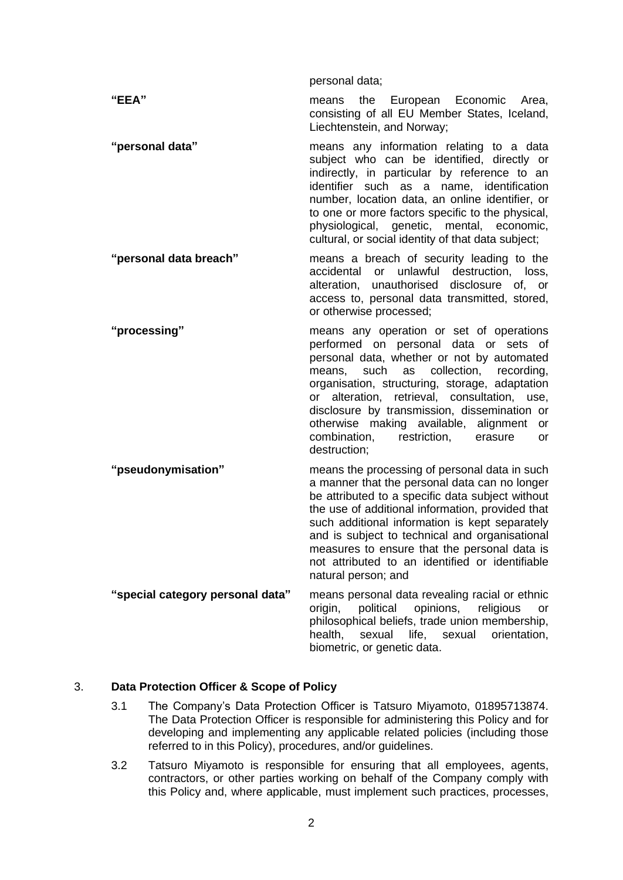| | |
|---|---|
| | personal data; |
| **"EEA"** | means the European Economic Area, consisting of all EU Member States, Iceland, Liechtenstein, and Norway; |
| **"personal data"** | means any information relating to a data subject who can be identified, directly or indirectly, in particular by reference to an identifier such as a name, identification number, location data, an online identifier, or to one or more factors specific to the physical, physiological, genetic, mental, economic, cultural, or social identity of that data subject; |
| **"personal data breach"** | means a breach of security leading to the accidental or unlawful destruction, loss, alteration, unauthorised disclosure of, or access to, personal data transmitted, stored, or otherwise processed; |
| **"processing"** | means any operation or set of operations performed on personal data or sets of personal data, whether or not by automated means, such as collection, recording, organisation, structuring, storage, adaptation or alteration, retrieval, consultation, use, disclosure by transmission, dissemination or otherwise making available, alignment or combination, restriction, erasure or destruction; |
| **"pseudonymisation"** | means the processing of personal data in such a manner that the personal data can no longer be attributed to a specific data subject without the use of additional information, provided that such additional information is kept separately and is subject to technical and organisational measures to ensure that the personal data is not attributed to an identified or identifiable natural person; and |
| **"special category personal data"** | means personal data revealing racial or ethnic origin, political opinions, religious or philosophical beliefs, trade union membership, health, sexual life, sexual orientation, biometric, or genetic data. |

## 3. Data Protection Officer & Scope of Policy

3.1 The Company's Data Protection Officer is Tatsuro Miyamoto, 01895713874. The Data Protection Officer is responsible for administering this Policy and for developing and implementing any applicable related policies (including those referred to in this Policy), procedures, and/or guidelines.

3.2 Tatsuro Miyamoto is responsible for ensuring that all employees, agents, contractors, or other parties working on behalf of the Company comply with this Policy and, where applicable, must implement such practices, processes,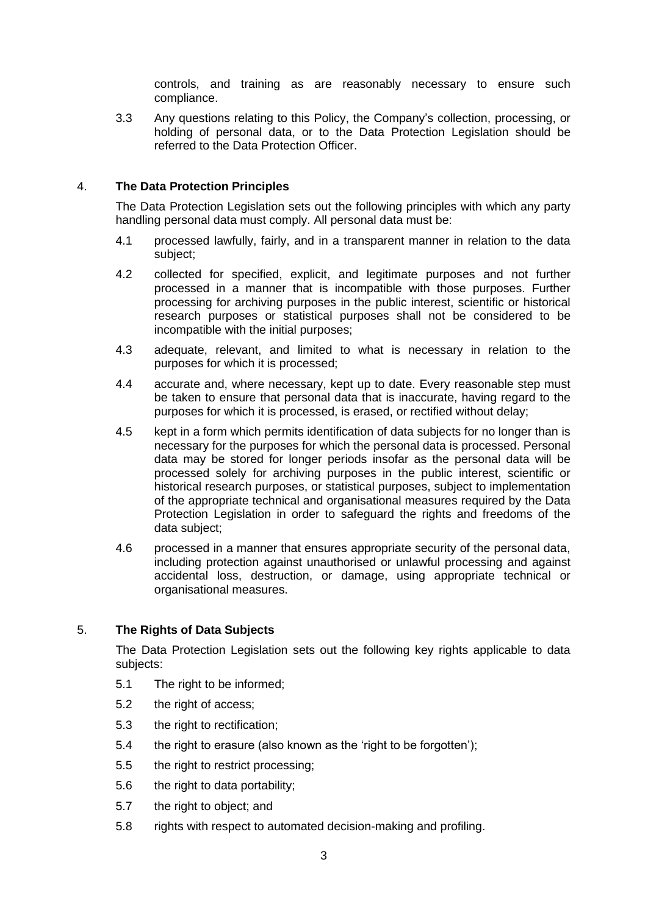controls, and training as are reasonably necessary to ensure such compliance.

3.3 Any questions relating to this Policy, the Company's collection, processing, or holding of personal data, or to the Data Protection Legislation should be referred to the Data Protection Officer.

## 4. The Data Protection Principles

The Data Protection Legislation sets out the following principles with which any party handling personal data must comply. All personal data must be:

4.1 processed lawfully, fairly, and in a transparent manner in relation to the data subject;

4.2 collected for specified, explicit, and legitimate purposes and not further processed in a manner that is incompatible with those purposes. Further processing for archiving purposes in the public interest, scientific or historical research purposes or statistical purposes shall not be considered to be incompatible with the initial purposes;

4.3 adequate, relevant, and limited to what is necessary in relation to the purposes for which it is processed;

4.4 accurate and, where necessary, kept up to date. Every reasonable step must be taken to ensure that personal data that is inaccurate, having regard to the purposes for which it is processed, is erased, or rectified without delay;

4.5 kept in a form which permits identification of data subjects for no longer than is necessary for the purposes for which the personal data is processed. Personal data may be stored for longer periods insofar as the personal data will be processed solely for archiving purposes in the public interest, scientific or historical research purposes, or statistical purposes, subject to implementation of the appropriate technical and organisational measures required by the Data Protection Legislation in order to safeguard the rights and freedoms of the data subject;

4.6 processed in a manner that ensures appropriate security of the personal data, including protection against unauthorised or unlawful processing and against accidental loss, destruction, or damage, using appropriate technical or organisational measures.

## 5. The Rights of Data Subjects

The Data Protection Legislation sets out the following key rights applicable to data subjects:

5.1 The right to be informed;

5.2 the right of access;

5.3 the right to rectification;

5.4 the right to erasure (also known as the 'right to be forgotten');

5.5 the right to restrict processing;

5.6 the right to data portability;

5.7 the right to object; and

5.8 rights with respect to automated decision-making and profiling.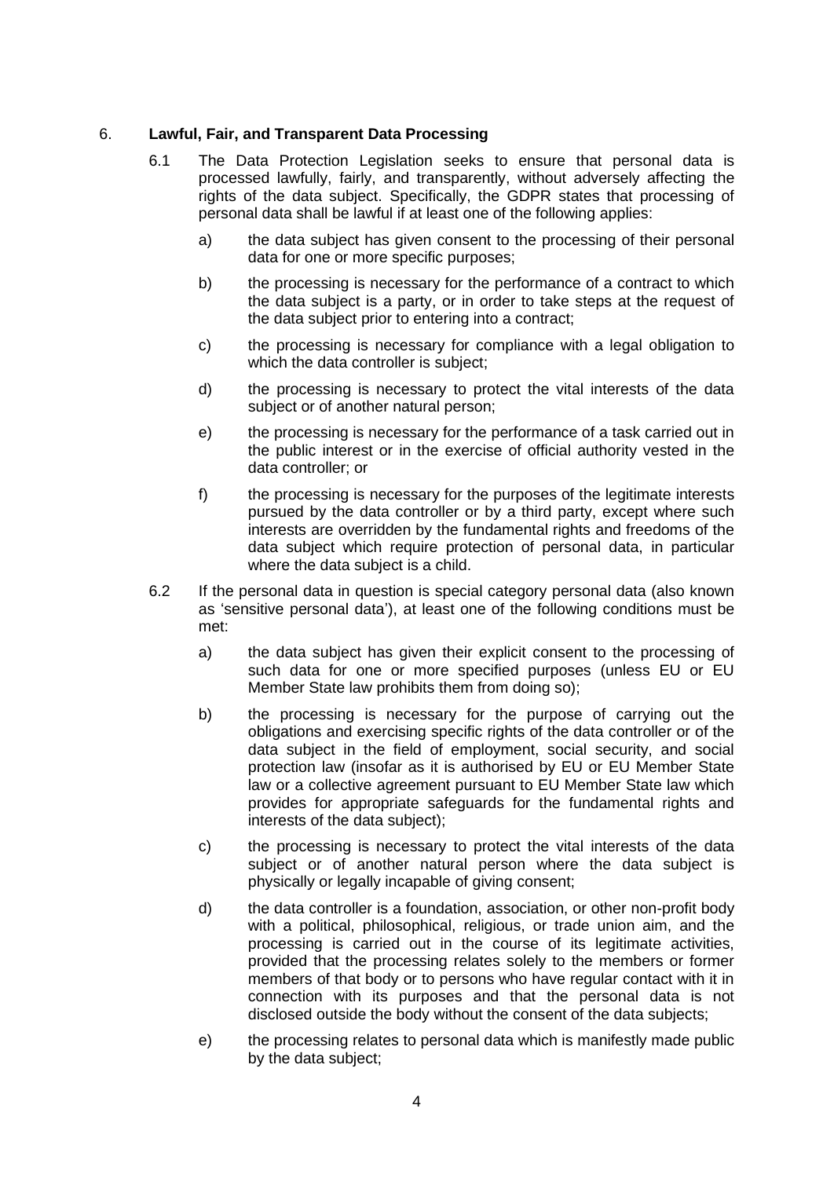## 6. **Lawful, Fair, and Transparent Data Processing**

6.1 The Data Protection Legislation seeks to ensure that personal data is processed lawfully, fairly, and transparently, without adversely affecting the rights of the data subject. Specifically, the GDPR states that processing of personal data shall be lawful if at least one of the following applies:

a) the data subject has given consent to the processing of their personal data for one or more specific purposes;

b) the processing is necessary for the performance of a contract to which the data subject is a party, or in order to take steps at the request of the data subject prior to entering into a contract;

c) the processing is necessary for compliance with a legal obligation to which the data controller is subject;

d) the processing is necessary to protect the vital interests of the data subject or of another natural person;

e) the processing is necessary for the performance of a task carried out in the public interest or in the exercise of official authority vested in the data controller; or

f) the processing is necessary for the purposes of the legitimate interests pursued by the data controller or by a third party, except where such interests are overridden by the fundamental rights and freedoms of the data subject which require protection of personal data, in particular where the data subject is a child.

6.2 If the personal data in question is special category personal data (also known as 'sensitive personal data'), at least one of the following conditions must be met:

a) the data subject has given their explicit consent to the processing of such data for one or more specified purposes (unless EU or EU Member State law prohibits them from doing so);

b) the processing is necessary for the purpose of carrying out the obligations and exercising specific rights of the data controller or of the data subject in the field of employment, social security, and social protection law (insofar as it is authorised by EU or EU Member State law or a collective agreement pursuant to EU Member State law which provides for appropriate safeguards for the fundamental rights and interests of the data subject);

c) the processing is necessary to protect the vital interests of the data subject or of another natural person where the data subject is physically or legally incapable of giving consent;

d) the data controller is a foundation, association, or other non-profit body with a political, philosophical, religious, or trade union aim, and the processing is carried out in the course of its legitimate activities, provided that the processing relates solely to the members or former members of that body or to persons who have regular contact with it in connection with its purposes and that the personal data is not disclosed outside the body without the consent of the data subjects;

e) the processing relates to personal data which is manifestly made public by the data subject;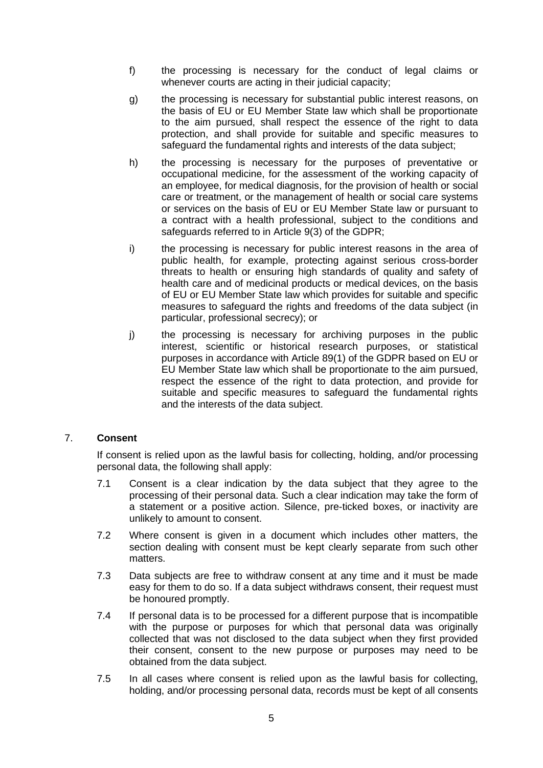f) the processing is necessary for the conduct of legal claims or whenever courts are acting in their judicial capacity;

g) the processing is necessary for substantial public interest reasons, on the basis of EU or EU Member State law which shall be proportionate to the aim pursued, shall respect the essence of the right to data protection, and shall provide for suitable and specific measures to safeguard the fundamental rights and interests of the data subject;

h) the processing is necessary for the purposes of preventative or occupational medicine, for the assessment of the working capacity of an employee, for medical diagnosis, for the provision of health or social care or treatment, or the management of health or social care systems or services on the basis of EU or EU Member State law or pursuant to a contract with a health professional, subject to the conditions and safeguards referred to in Article 9(3) of the GDPR;

i) the processing is necessary for public interest reasons in the area of public health, for example, protecting against serious cross-border threats to health or ensuring high standards of quality and safety of health care and of medicinal products or medical devices, on the basis of EU or EU Member State law which provides for suitable and specific measures to safeguard the rights and freedoms of the data subject (in particular, professional secrecy); or

j) the processing is necessary for archiving purposes in the public interest, scientific or historical research purposes, or statistical purposes in accordance with Article 89(1) of the GDPR based on EU or EU Member State law which shall be proportionate to the aim pursued, respect the essence of the right to data protection, and provide for suitable and specific measures to safeguard the fundamental rights and the interests of the data subject.

## 7. **Consent**

If consent is relied upon as the lawful basis for collecting, holding, and/or processing personal data, the following shall apply:

7.1 Consent is a clear indication by the data subject that they agree to the processing of their personal data. Such a clear indication may take the form of a statement or a positive action. Silence, pre-ticked boxes, or inactivity are unlikely to amount to consent.

7.2 Where consent is given in a document which includes other matters, the section dealing with consent must be kept clearly separate from such other matters.

7.3 Data subjects are free to withdraw consent at any time and it must be made easy for them to do so. If a data subject withdraws consent, their request must be honoured promptly.

7.4 If personal data is to be processed for a different purpose that is incompatible with the purpose or purposes for which that personal data was originally collected that was not disclosed to the data subject when they first provided their consent, consent to the new purpose or purposes may need to be obtained from the data subject.

7.5 In all cases where consent is relied upon as the lawful basis for collecting, holding, and/or processing personal data, records must be kept of all consents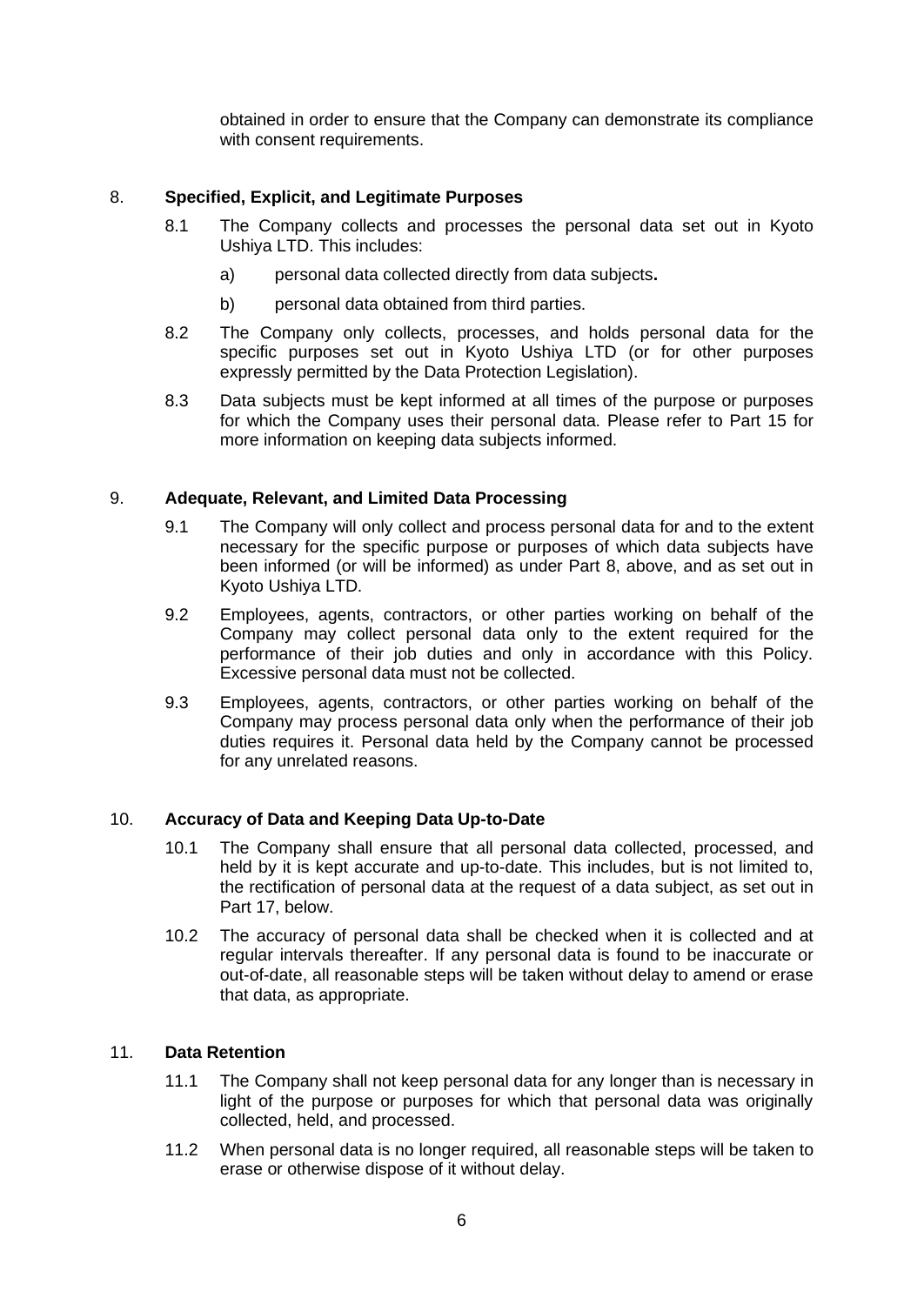obtained in order to ensure that the Company can demonstrate its compliance with consent requirements.

## 8. Specified, Explicit, and Legitimate Purposes

8.1 The Company collects and processes the personal data set out in Kyoto Ushiya LTD. This includes:

a) personal data collected directly from data subjects**.**

b) personal data obtained from third parties.

8.2 The Company only collects, processes, and holds personal data for the specific purposes set out in Kyoto Ushiya LTD (or for other purposes expressly permitted by the Data Protection Legislation).

8.3 Data subjects must be kept informed at all times of the purpose or purposes for which the Company uses their personal data. Please refer to Part 15 for more information on keeping data subjects informed.

## 9. Adequate, Relevant, and Limited Data Processing

9.1 The Company will only collect and process personal data for and to the extent necessary for the specific purpose or purposes of which data subjects have been informed (or will be informed) as under Part 8, above, and as set out in Kyoto Ushiya LTD.

9.2 Employees, agents, contractors, or other parties working on behalf of the Company may collect personal data only to the extent required for the performance of their job duties and only in accordance with this Policy. Excessive personal data must not be collected.

9.3 Employees, agents, contractors, or other parties working on behalf of the Company may process personal data only when the performance of their job duties requires it. Personal data held by the Company cannot be processed for any unrelated reasons.

## 10. Accuracy of Data and Keeping Data Up-to-Date

10.1 The Company shall ensure that all personal data collected, processed, and held by it is kept accurate and up-to-date. This includes, but is not limited to, the rectification of personal data at the request of a data subject, as set out in Part 17, below.

10.2 The accuracy of personal data shall be checked when it is collected and at regular intervals thereafter. If any personal data is found to be inaccurate or out-of-date, all reasonable steps will be taken without delay to amend or erase that data, as appropriate.

## 11. Data Retention

11.1 The Company shall not keep personal data for any longer than is necessary in light of the purpose or purposes for which that personal data was originally collected, held, and processed.

11.2 When personal data is no longer required, all reasonable steps will be taken to erase or otherwise dispose of it without delay.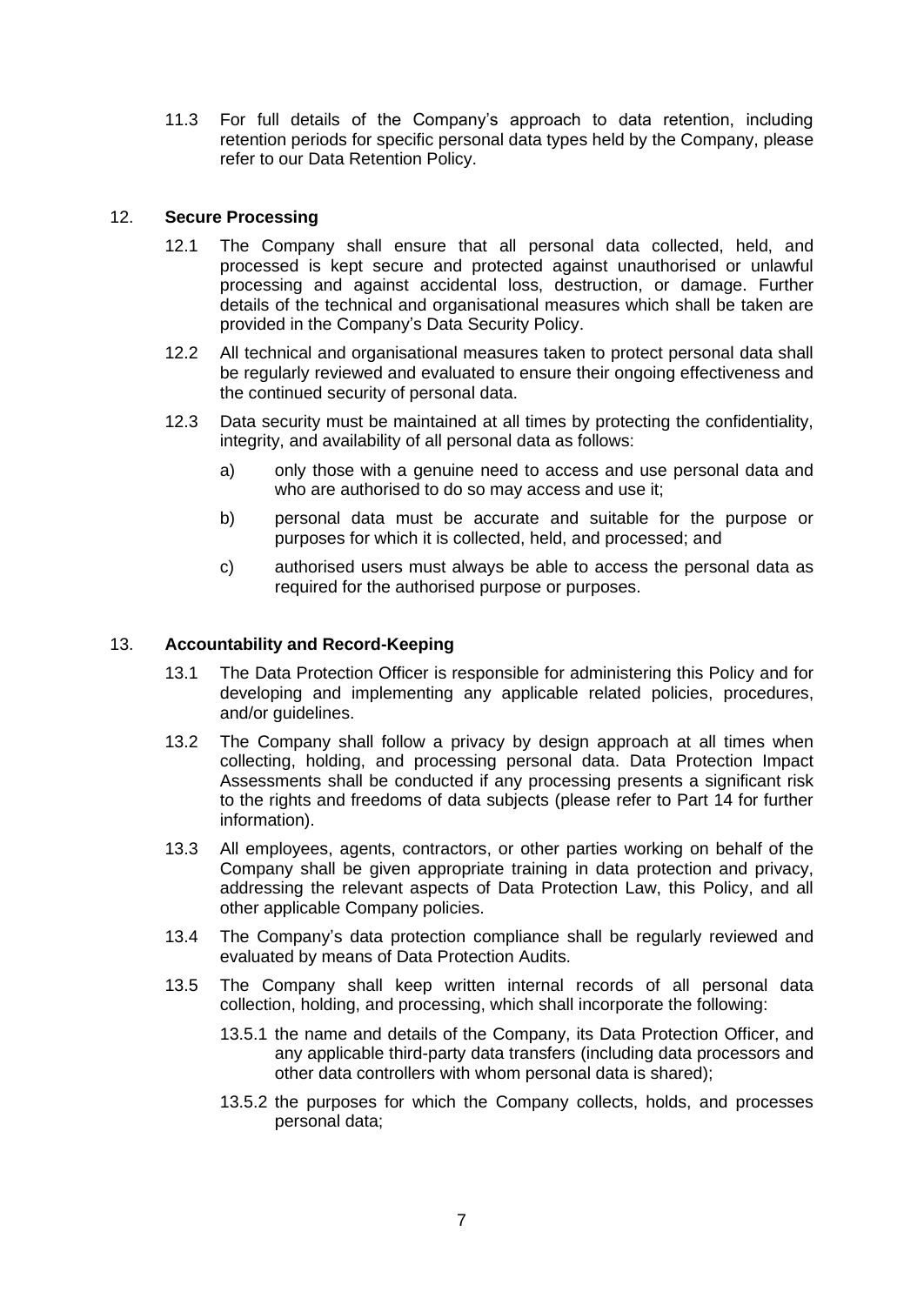11.3 For full details of the Company's approach to data retention, including retention periods for specific personal data types held by the Company, please refer to our Data Retention Policy.

## 12. **Secure Processing**

12.1 The Company shall ensure that all personal data collected, held, and processed is kept secure and protected against unauthorised or unlawful processing and against accidental loss, destruction, or damage. Further details of the technical and organisational measures which shall be taken are provided in the Company's Data Security Policy.

12.2 All technical and organisational measures taken to protect personal data shall be regularly reviewed and evaluated to ensure their ongoing effectiveness and the continued security of personal data.

12.3 Data security must be maintained at all times by protecting the confidentiality, integrity, and availability of all personal data as follows:

a) only those with a genuine need to access and use personal data and who are authorised to do so may access and use it;

b) personal data must be accurate and suitable for the purpose or purposes for which it is collected, held, and processed; and

c) authorised users must always be able to access the personal data as required for the authorised purpose or purposes.

## 13. **Accountability and Record-Keeping**

13.1 The Data Protection Officer is responsible for administering this Policy and for developing and implementing any applicable related policies, procedures, and/or guidelines.

13.2 The Company shall follow a privacy by design approach at all times when collecting, holding, and processing personal data. Data Protection Impact Assessments shall be conducted if any processing presents a significant risk to the rights and freedoms of data subjects (please refer to Part 14 for further information).

13.3 All employees, agents, contractors, or other parties working on behalf of the Company shall be given appropriate training in data protection and privacy, addressing the relevant aspects of Data Protection Law, this Policy, and all other applicable Company policies.

13.4 The Company's data protection compliance shall be regularly reviewed and evaluated by means of Data Protection Audits.

13.5 The Company shall keep written internal records of all personal data collection, holding, and processing, which shall incorporate the following:

13.5.1 the name and details of the Company, its Data Protection Officer, and any applicable third-party data transfers (including data processors and other data controllers with whom personal data is shared);

13.5.2 the purposes for which the Company collects, holds, and processes personal data;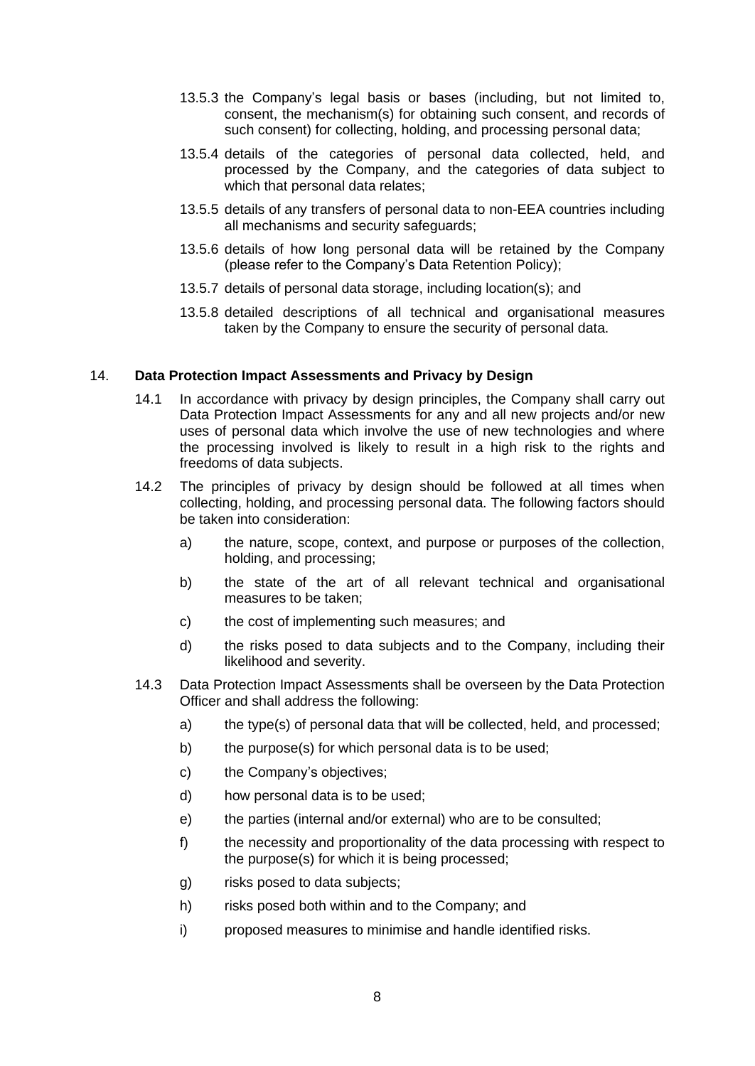13.5.3 the Company's legal basis or bases (including, but not limited to, consent, the mechanism(s) for obtaining such consent, and records of such consent) for collecting, holding, and processing personal data;

13.5.4 details of the categories of personal data collected, held, and processed by the Company, and the categories of data subject to which that personal data relates;

13.5.5 details of any transfers of personal data to non-EEA countries including all mechanisms and security safeguards;

13.5.6 details of how long personal data will be retained by the Company (please refer to the Company's Data Retention Policy);

13.5.7 details of personal data storage, including location(s); and

13.5.8 detailed descriptions of all technical and organisational measures taken by the Company to ensure the security of personal data.

## 14. **Data Protection Impact Assessments and Privacy by Design**

14.1 In accordance with privacy by design principles, the Company shall carry out Data Protection Impact Assessments for any and all new projects and/or new uses of personal data which involve the use of new technologies and where the processing involved is likely to result in a high risk to the rights and freedoms of data subjects.

14.2 The principles of privacy by design should be followed at all times when collecting, holding, and processing personal data. The following factors should be taken into consideration:

a) the nature, scope, context, and purpose or purposes of the collection, holding, and processing;

b) the state of the art of all relevant technical and organisational measures to be taken;

c) the cost of implementing such measures; and

d) the risks posed to data subjects and to the Company, including their likelihood and severity.

14.3 Data Protection Impact Assessments shall be overseen by the Data Protection Officer and shall address the following:

a) the type(s) of personal data that will be collected, held, and processed;

b) the purpose(s) for which personal data is to be used;

c) the Company's objectives;

d) how personal data is to be used;

e) the parties (internal and/or external) who are to be consulted;

f) the necessity and proportionality of the data processing with respect to the purpose(s) for which it is being processed;

g) risks posed to data subjects;

h) risks posed both within and to the Company; and

i) proposed measures to minimise and handle identified risks.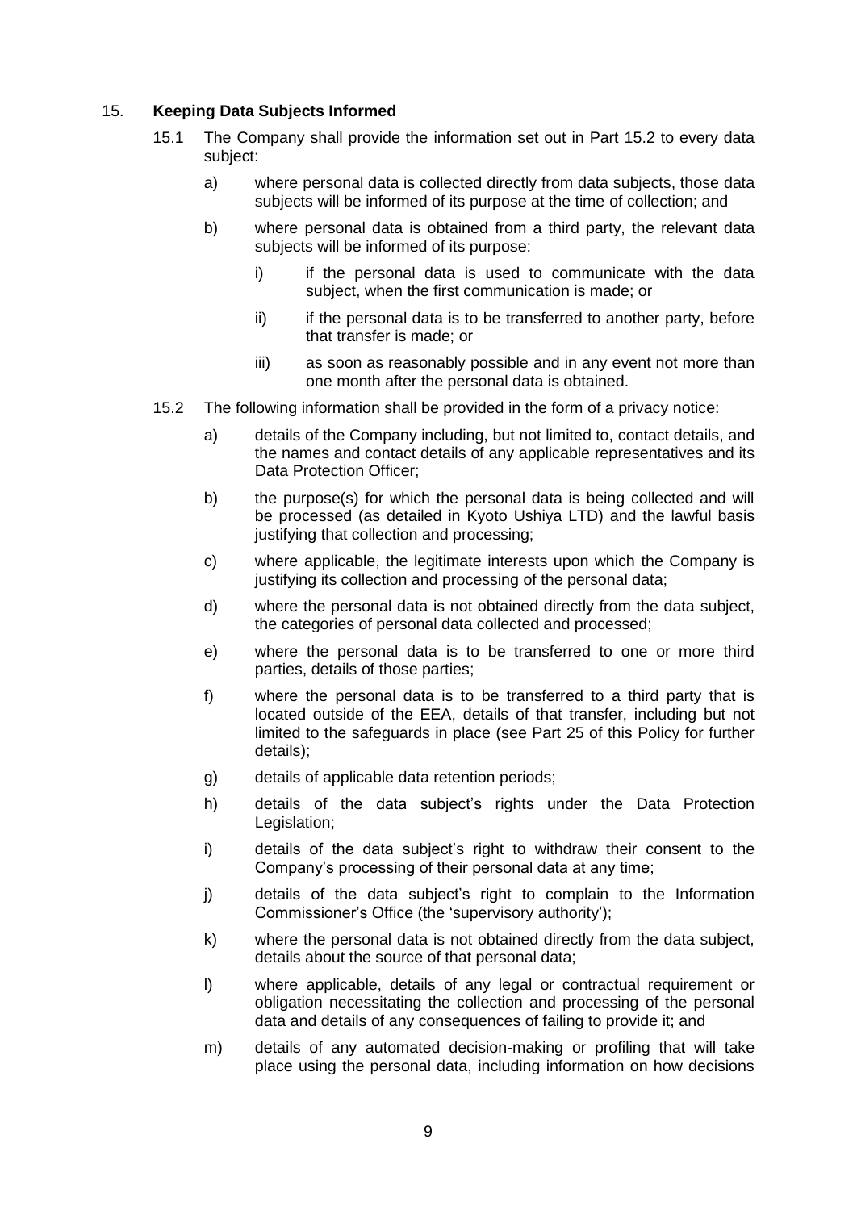## 15. **Keeping Data Subjects Informed**

15.1 The Company shall provide the information set out in Part 15.2 to every data subject:

a) where personal data is collected directly from data subjects, those data subjects will be informed of its purpose at the time of collection; and

b) where personal data is obtained from a third party, the relevant data subjects will be informed of its purpose:

i) if the personal data is used to communicate with the data subject, when the first communication is made; or

ii) if the personal data is to be transferred to another party, before that transfer is made; or

iii) as soon as reasonably possible and in any event not more than one month after the personal data is obtained.

15.2 The following information shall be provided in the form of a privacy notice:

a) details of the Company including, but not limited to, contact details, and the names and contact details of any applicable representatives and its Data Protection Officer;

b) the purpose(s) for which the personal data is being collected and will be processed (as detailed in Kyoto Ushiya LTD) and the lawful basis justifying that collection and processing;

c) where applicable, the legitimate interests upon which the Company is justifying its collection and processing of the personal data;

d) where the personal data is not obtained directly from the data subject, the categories of personal data collected and processed;

e) where the personal data is to be transferred to one or more third parties, details of those parties;

f) where the personal data is to be transferred to a third party that is located outside of the EEA, details of that transfer, including but not limited to the safeguards in place (see Part 25 of this Policy for further details);

g) details of applicable data retention periods;

h) details of the data subject's rights under the Data Protection Legislation;

i) details of the data subject's right to withdraw their consent to the Company's processing of their personal data at any time;

j) details of the data subject's right to complain to the Information Commissioner's Office (the 'supervisory authority');

k) where the personal data is not obtained directly from the data subject, details about the source of that personal data;

l) where applicable, details of any legal or contractual requirement or obligation necessitating the collection and processing of the personal data and details of any consequences of failing to provide it; and

m) details of any automated decision-making or profiling that will take place using the personal data, including information on how decisions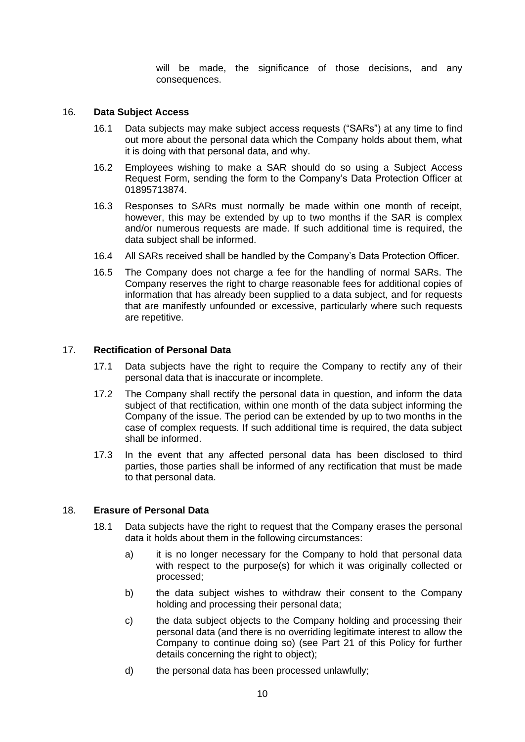will be made, the significance of those decisions, and any consequences.

## 16. Data Subject Access

16.1 Data subjects may make subject access requests ("SARs") at any time to find out more about the personal data which the Company holds about them, what it is doing with that personal data, and why.

16.2 Employees wishing to make a SAR should do so using a Subject Access Request Form, sending the form to the Company's Data Protection Officer at 01895713874.

16.3 Responses to SARs must normally be made within one month of receipt, however, this may be extended by up to two months if the SAR is complex and/or numerous requests are made. If such additional time is required, the data subject shall be informed.

16.4 All SARs received shall be handled by the Company's Data Protection Officer.

16.5 The Company does not charge a fee for the handling of normal SARs. The Company reserves the right to charge reasonable fees for additional copies of information that has already been supplied to a data subject, and for requests that are manifestly unfounded or excessive, particularly where such requests are repetitive.

## 17. Rectification of Personal Data

17.1 Data subjects have the right to require the Company to rectify any of their personal data that is inaccurate or incomplete.

17.2 The Company shall rectify the personal data in question, and inform the data subject of that rectification, within one month of the data subject informing the Company of the issue. The period can be extended by up to two months in the case of complex requests. If such additional time is required, the data subject shall be informed.

17.3 In the event that any affected personal data has been disclosed to third parties, those parties shall be informed of any rectification that must be made to that personal data.

## 18. Erasure of Personal Data

18.1 Data subjects have the right to request that the Company erases the personal data it holds about them in the following circumstances:

a) it is no longer necessary for the Company to hold that personal data with respect to the purpose(s) for which it was originally collected or processed;

b) the data subject wishes to withdraw their consent to the Company holding and processing their personal data;

c) the data subject objects to the Company holding and processing their personal data (and there is no overriding legitimate interest to allow the Company to continue doing so) (see Part 21 of this Policy for further details concerning the right to object);

d) the personal data has been processed unlawfully;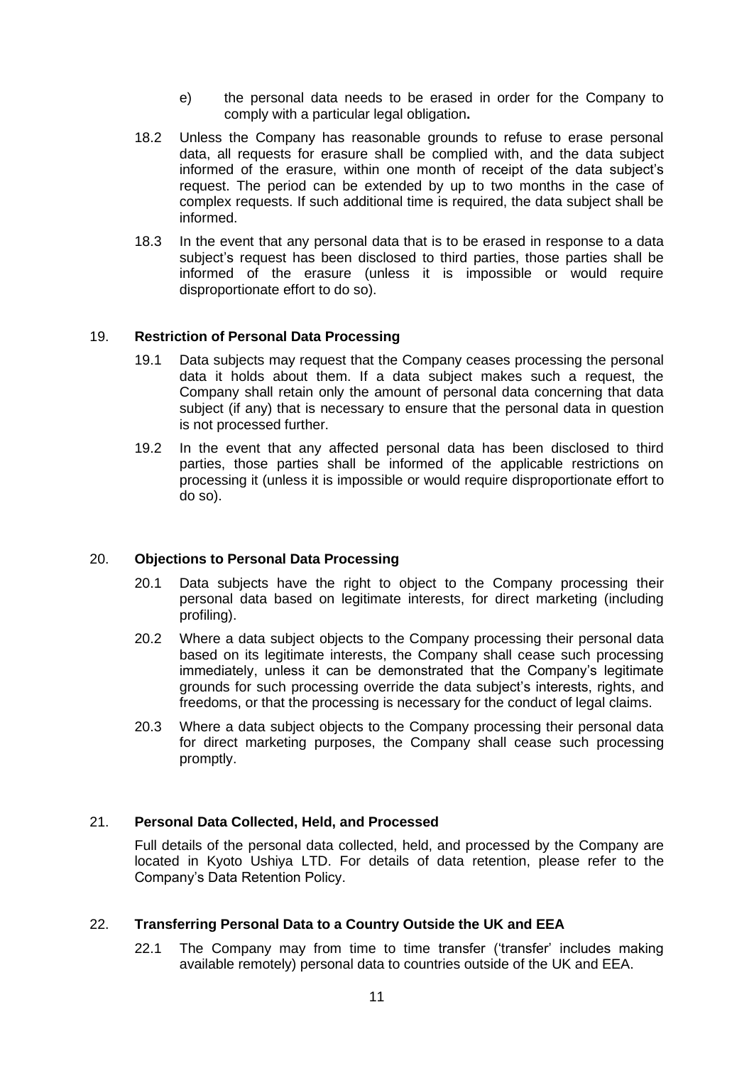e) the personal data needs to be erased in order for the Company to comply with a particular legal obligation**.**

18.2 Unless the Company has reasonable grounds to refuse to erase personal data, all requests for erasure shall be complied with, and the data subject informed of the erasure, within one month of receipt of the data subject's request. The period can be extended by up to two months in the case of complex requests. If such additional time is required, the data subject shall be informed.

18.3 In the event that any personal data that is to be erased in response to a data subject's request has been disclosed to third parties, those parties shall be informed of the erasure (unless it is impossible or would require disproportionate effort to do so).

## 19. **Restriction of Personal Data Processing**

19.1 Data subjects may request that the Company ceases processing the personal data it holds about them. If a data subject makes such a request, the Company shall retain only the amount of personal data concerning that data subject (if any) that is necessary to ensure that the personal data in question is not processed further.

19.2 In the event that any affected personal data has been disclosed to third parties, those parties shall be informed of the applicable restrictions on processing it (unless it is impossible or would require disproportionate effort to do so).

## 20. **Objections to Personal Data Processing**

20.1 Data subjects have the right to object to the Company processing their personal data based on legitimate interests, for direct marketing (including profiling).

20.2 Where a data subject objects to the Company processing their personal data based on its legitimate interests, the Company shall cease such processing immediately, unless it can be demonstrated that the Company's legitimate grounds for such processing override the data subject's interests, rights, and freedoms, or that the processing is necessary for the conduct of legal claims.

20.3 Where a data subject objects to the Company processing their personal data for direct marketing purposes, the Company shall cease such processing promptly.

## 21. **Personal Data Collected, Held, and Processed**

Full details of the personal data collected, held, and processed by the Company are located in Kyoto Ushiya LTD. For details of data retention, please refer to the Company's Data Retention Policy.

## 22. **Transferring Personal Data to a Country Outside the UK and EEA**

22.1 The Company may from time to time transfer ('transfer' includes making available remotely) personal data to countries outside of the UK and EEA.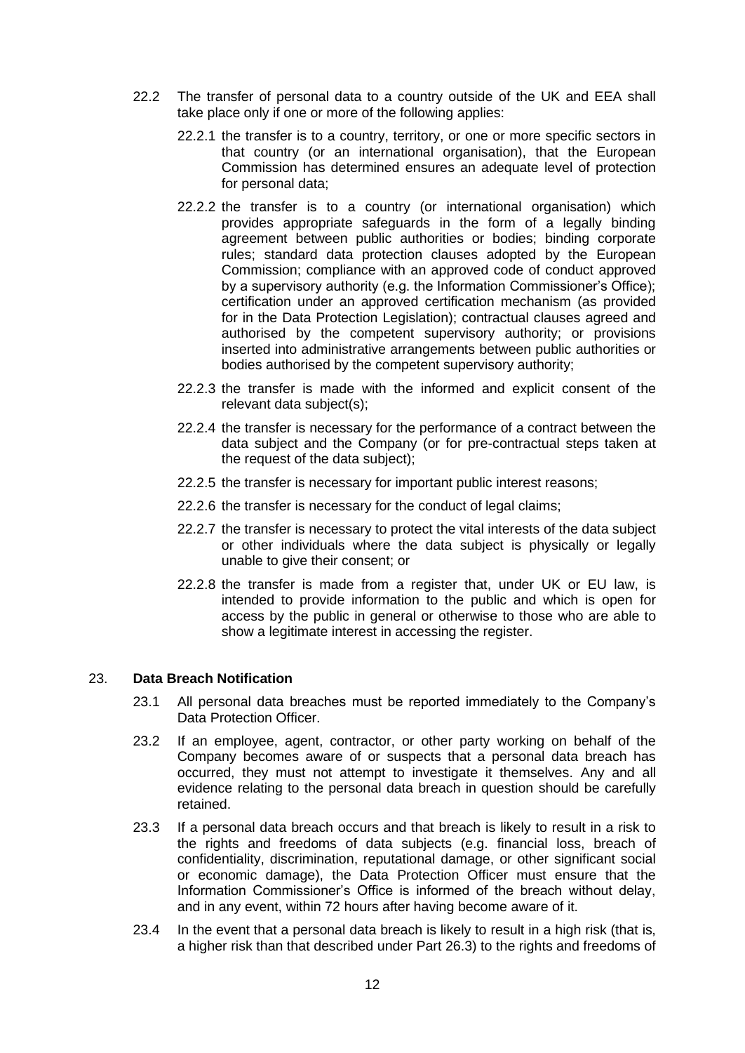22.2 The transfer of personal data to a country outside of the UK and EEA shall take place only if one or more of the following applies:

22.2.1 the transfer is to a country, territory, or one or more specific sectors in that country (or an international organisation), that the European Commission has determined ensures an adequate level of protection for personal data;

22.2.2 the transfer is to a country (or international organisation) which provides appropriate safeguards in the form of a legally binding agreement between public authorities or bodies; binding corporate rules; standard data protection clauses adopted by the European Commission; compliance with an approved code of conduct approved by a supervisory authority (e.g. the Information Commissioner's Office); certification under an approved certification mechanism (as provided for in the Data Protection Legislation); contractual clauses agreed and authorised by the competent supervisory authority; or provisions inserted into administrative arrangements between public authorities or bodies authorised by the competent supervisory authority;

22.2.3 the transfer is made with the informed and explicit consent of the relevant data subject(s);

22.2.4 the transfer is necessary for the performance of a contract between the data subject and the Company (or for pre-contractual steps taken at the request of the data subject);

22.2.5 the transfer is necessary for important public interest reasons;

22.2.6 the transfer is necessary for the conduct of legal claims;

22.2.7 the transfer is necessary to protect the vital interests of the data subject or other individuals where the data subject is physically or legally unable to give their consent; or

22.2.8 the transfer is made from a register that, under UK or EU law, is intended to provide information to the public and which is open for access by the public in general or otherwise to those who are able to show a legitimate interest in accessing the register.

## 23. **Data Breach Notification**

23.1 All personal data breaches must be reported immediately to the Company's Data Protection Officer.

23.2 If an employee, agent, contractor, or other party working on behalf of the Company becomes aware of or suspects that a personal data breach has occurred, they must not attempt to investigate it themselves. Any and all evidence relating to the personal data breach in question should be carefully retained.

23.3 If a personal data breach occurs and that breach is likely to result in a risk to the rights and freedoms of data subjects (e.g. financial loss, breach of confidentiality, discrimination, reputational damage, or other significant social or economic damage), the Data Protection Officer must ensure that the Information Commissioner's Office is informed of the breach without delay, and in any event, within 72 hours after having become aware of it.

23.4 In the event that a personal data breach is likely to result in a high risk (that is, a higher risk than that described under Part 26.3) to the rights and freedoms of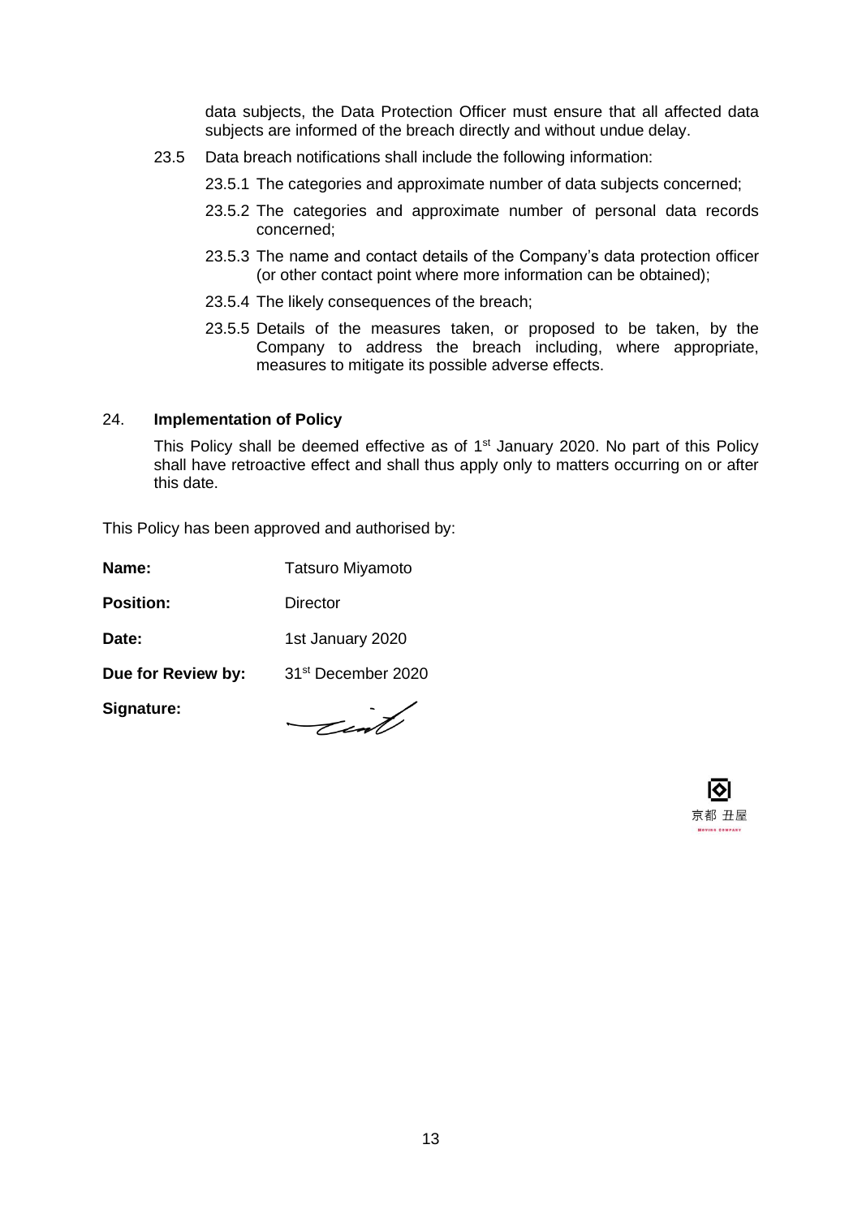data subjects, the Data Protection Officer must ensure that all affected data subjects are informed of the breach directly and without undue delay.

23.5 Data breach notifications shall include the following information:

23.5.1 The categories and approximate number of data subjects concerned;

23.5.2 The categories and approximate number of personal data records concerned;

23.5.3 The name and contact details of the Company's data protection officer (or other contact point where more information can be obtained);

23.5.4 The likely consequences of the breach;

23.5.5 Details of the measures taken, or proposed to be taken, by the Company to address the breach including, where appropriate, measures to mitigate its possible adverse effects.

## 24. **Implementation of Policy**

This Policy shall be deemed effective as of 1st January 2020. No part of this Policy shall have retroactive effect and shall thus apply only to matters occurring on or after this date.

This Policy has been approved and authorised by:

**Name:** Tatsuro Miyamoto

**Position:** Director

**Date:** 1st January 2020

**Due for Review by:** 31st December 2020

**Signature:**

京都 丑屋

MOVING COMPANY